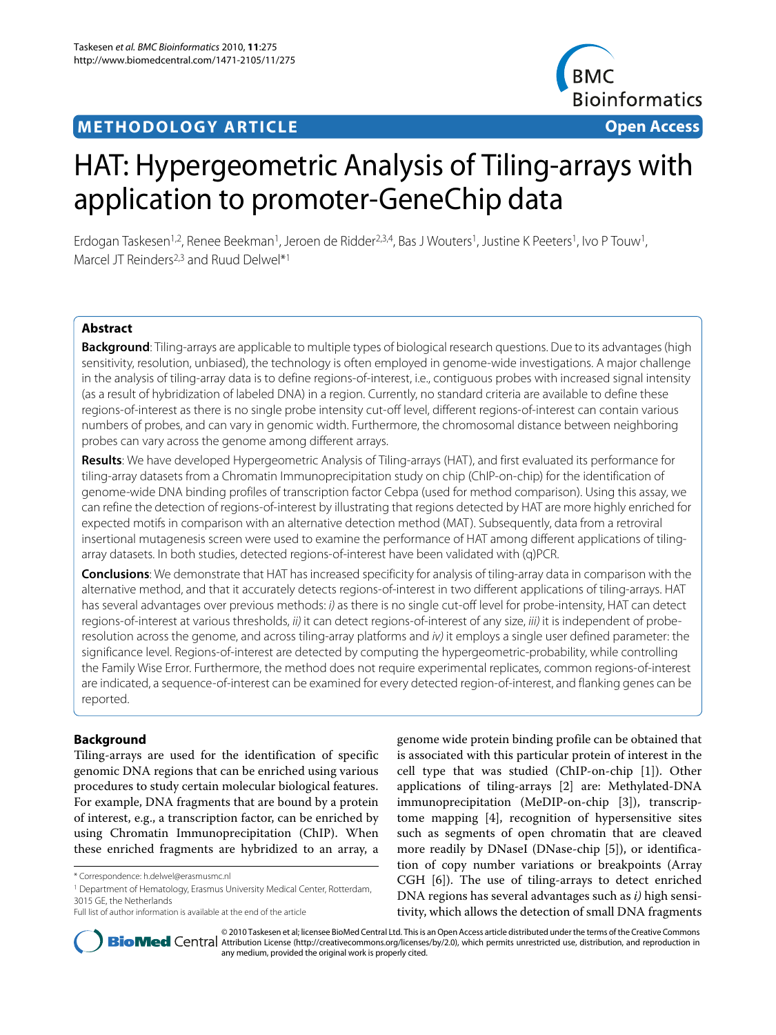**METHODOLOGY ARTICLE** **Open Access**

# HAT: Hypergeometric Analysis of Tiling-arrays with application to promoter-GeneChip data

Erdogan Taskesen[1,2], Renee Beekman[1], Jeroen de Ridder[2,3,4], Bas J Wouters[1], Justine K Peeters[1], Ivo P Touw[1], Marcel JT Reinders[2,3] and Ruud Delwel*[1]

## Abstract

**Background**: Tiling-arrays are applicable to multiple types of biological research questions. Due to its advantages (high sensitivity, resolution, unbiased), the technology is often employed in genome-wide investigations. A major challenge in the analysis of tiling-array data is to define regions-of-interest, i.e., contiguous probes with increased signal intensity (as a result of hybridization of labeled DNA) in a region. Currently, no standard criteria are available to define these regions-of-interest as there is no single probe intensity cut-off level, different regions-of-interest can contain various numbers of probes, and can vary in genomic width. Furthermore, the chromosomal distance between neighboring probes can vary across the genome among different arrays.

**Results**: We have developed Hypergeometric Analysis of Tiling-arrays (HAT), and first evaluated its performance for tiling-array datasets from a Chromatin Immunoprecipitation study on chip (ChIP-on-chip) for the identification of genome-wide DNA binding profiles of transcription factor Cebpa (used for method comparison). Using this assay, we can refine the detection of regions-of-interest by illustrating that regions detected by HAT are more highly enriched for expected motifs in comparison with an alternative detection method (MAT). Subsequently, data from a retroviral insertional mutagenesis screen were used to examine the performance of HAT among different applications of tiling-array datasets. In both studies, detected regions-of-interest have been validated with (q)PCR.

**Conclusions**: We demonstrate that HAT has increased specificity for analysis of tiling-array data in comparison with the alternative method, and that it accurately detects regions-of-interest in two different applications of tiling-arrays. HAT has several advantages over previous methods: *i)* as there is no single cut-off level for probe-intensity, HAT can detect regions-of-interest at various thresholds, *ii)* it can detect regions-of-interest of any size, *iii)* it is independent of probe-resolution across the genome, and across tiling-array platforms and *iv)* it employs a single user defined parameter: the significance level. Regions-of-interest are detected by computing the hypergeometric-probability, while controlling the Family Wise Error. Furthermore, the method does not require experimental replicates, common regions-of-interest are indicated, a sequence-of-interest can be examined for every detected region-of-interest, and flanking genes can be reported.

## Background

Tiling-arrays are used for the identification of specific genomic DNA regions that can be enriched using various procedures to study certain molecular biological features. For example, DNA fragments that are bound by a protein of interest, e.g., a transcription factor, can be enriched by using Chromatin Immunoprecipitation (ChIP). When these enriched fragments are hybridized to an array, a genome wide protein binding profile can be obtained that is associated with this particular protein of interest in the cell type that was studied (ChIP-on-chip [1]). Other applications of tiling-arrays [2] are: Methylated-DNA immunoprecipitation (MeDIP-on-chip [3]), transcriptome mapping [4], recognition of hypersensitive sites such as segments of open chromatin that are cleaved more readily by DNaseI (DNase-chip [5]), or identification of copy number variations or breakpoints (Array CGH [6]). The use of tiling-arrays to detect enriched DNA regions has several advantages such as *i)* high sensitivity, which allows the detection of small DNA fragments

\* Correspondence: h.delwel@erasmusmc.nl

[1] Department of Hematology, Erasmus University Medical Center, Rotterdam, 3015 GE, the Netherlands

Full list of author information is available at the end of the article

© 2010 Taskesen et al; licensee BioMed Central Ltd. This is an Open Access article distributed under the terms of the Creative Commons Attribution License (http://creativecommons.org/licenses/by/2.0), which permits unrestricted use, distribution, and reproduction in any medium, provided the original work is properly cited.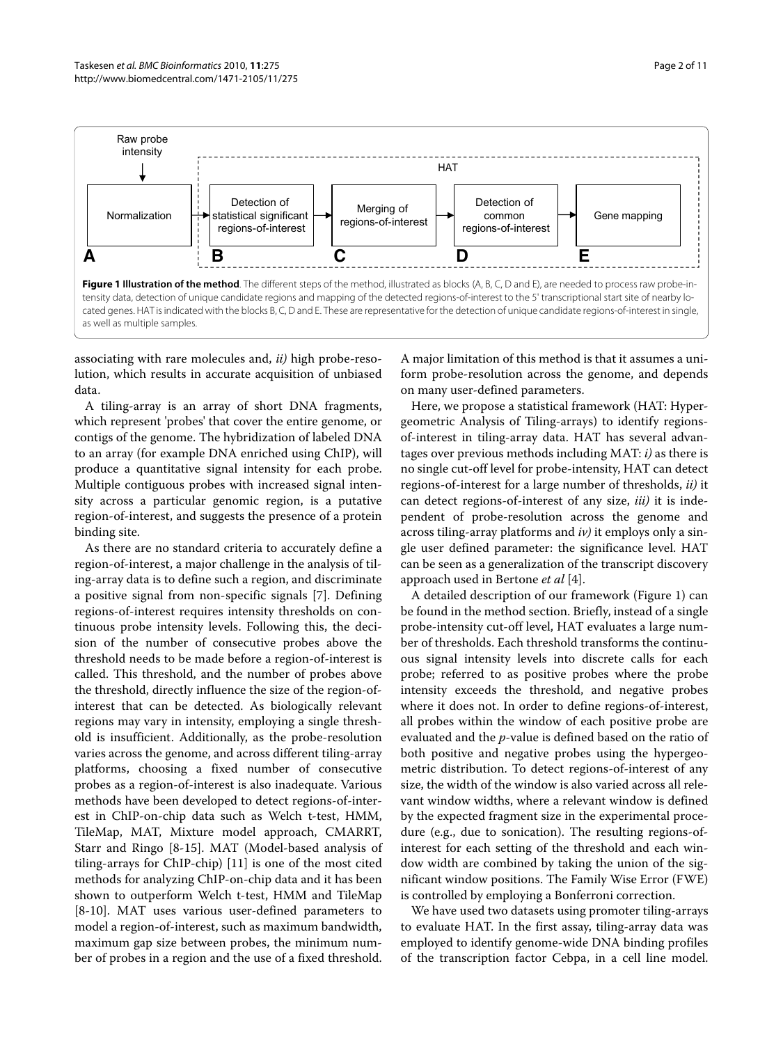Raw probe intensity → Normalization (A) → HAT: Detection of statistical significant regions-of-interest (B) → Merging of regions-of-interest (C) → Detection of common regions-of-interest (D) → Gene mapping (E)

**Figure 1 Illustration of the method**. The different steps of the method, illustrated as blocks (A, B, C, D and E), are needed to process raw probe-intensity data, detection of unique candidate regions and mapping of the detected regions-of-interest to the 5' transcriptional start site of nearby located genes. HAT is indicated with the blocks B, C, D and E. These are representative for the detection of unique candidate regions-of-interest in single, as well as multiple samples.

associating with rare molecules and, *ii)* high probe-resolution, which results in accurate acquisition of unbiased data.

A tiling-array is an array of short DNA fragments, which represent 'probes' that cover the entire genome, or contigs of the genome. The hybridization of labeled DNA to an array (for example DNA enriched using ChIP), will produce a quantitative signal intensity for each probe. Multiple contiguous probes with increased signal intensity across a particular genomic region, is a putative region-of-interest, and suggests the presence of a protein binding site.

As there are no standard criteria to accurately define a region-of-interest, a major challenge in the analysis of tiling-array data is to define such a region, and discriminate a positive signal from non-specific signals [7]. Defining regions-of-interest requires intensity thresholds on continuous probe intensity levels. Following this, the decision of the number of consecutive probes above the threshold needs to be made before a region-of-interest is called. This threshold, and the number of probes above the threshold, directly influence the size of the region-of-interest that can be detected. As biologically relevant regions may vary in intensity, employing a single threshold is insufficient. Additionally, as the probe-resolution varies across the genome, and across different tiling-array platforms, choosing a fixed number of consecutive probes as a region-of-interest is also inadequate. Various methods have been developed to detect regions-of-interest in ChIP-on-chip data such as Welch t-test, HMM, TileMap, MAT, Mixture model approach, CMARRT, Starr and Ringo [8-15]. MAT (Model-based analysis of tiling-arrays for ChIP-chip) [11] is one of the most cited methods for analyzing ChIP-on-chip data and it has been shown to outperform Welch t-test, HMM and TileMap [8-10]. MAT uses various user-defined parameters to model a region-of-interest, such as maximum bandwidth, maximum gap size between probes, the minimum number of probes in a region and the use of a fixed threshold. A major limitation of this method is that it assumes a uniform probe-resolution across the genome, and depends on many user-defined parameters.

Here, we propose a statistical framework (HAT: Hypergeometric Analysis of Tiling-arrays) to identify regions-of-interest in tiling-array data. HAT has several advantages over previous methods including MAT: *i)* as there is no single cut-off level for probe-intensity, HAT can detect regions-of-interest for a large number of thresholds, *ii)* it can detect regions-of-interest of any size, *iii)* it is independent of probe-resolution across the genome and across tiling-array platforms and *iv)* it employs only a single user defined parameter: the significance level. HAT can be seen as a generalization of the transcript discovery approach used in Bertone *et al* [4].

A detailed description of our framework (Figure 1) can be found in the method section. Briefly, instead of a single probe-intensity cut-off level, HAT evaluates a large number of thresholds. Each threshold transforms the continuous signal intensity levels into discrete calls for each probe; referred to as positive probes where the probe intensity exceeds the threshold, and negative probes where it does not. In order to define regions-of-interest, all probes within the window of each positive probe are evaluated and the *p*-value is defined based on the ratio of both positive and negative probes using the hypergeometric distribution. To detect regions-of-interest of any size, the width of the window is also varied across all relevant window widths, where a relevant window is defined by the expected fragment size in the experimental procedure (e.g., due to sonication). The resulting regions-of-interest for each setting of the threshold and each window width are combined by taking the union of the significant window positions. The Family Wise Error (FWE) is controlled by employing a Bonferroni correction.

We have used two datasets using promoter tiling-arrays to evaluate HAT. In the first assay, tiling-array data was employed to identify genome-wide DNA binding profiles of the transcription factor Cebpa, in a cell line model.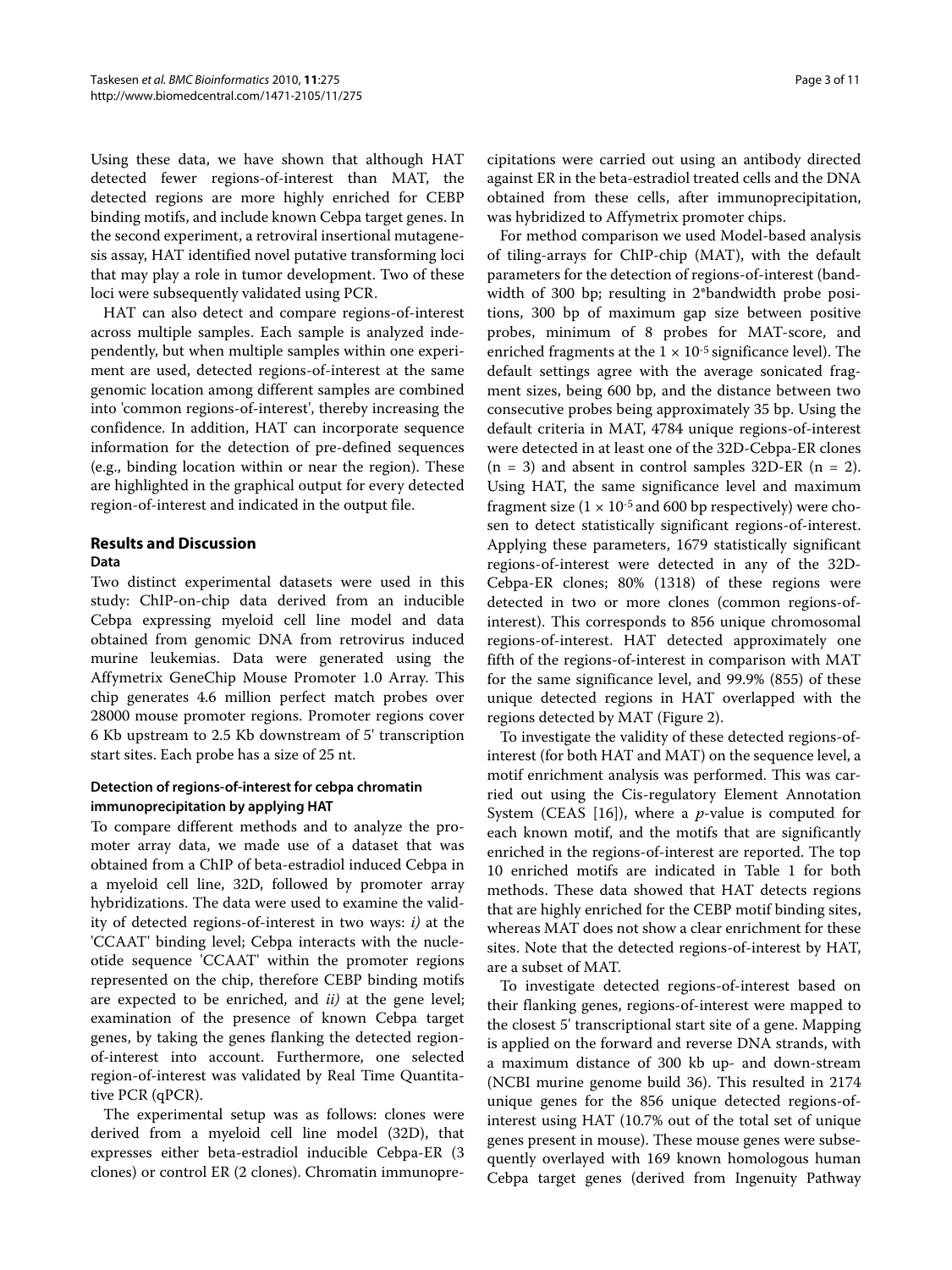Using these data, we have shown that although HAT detected fewer regions-of-interest than MAT, the detected regions are more highly enriched for CEBP binding motifs, and include known Cebpa target genes. In the second experiment, a retroviral insertional mutagenesis assay, HAT identified novel putative transforming loci that may play a role in tumor development. Two of these loci were subsequently validated using PCR.

HAT can also detect and compare regions-of-interest across multiple samples. Each sample is analyzed independently, but when multiple samples within one experiment are used, detected regions-of-interest at the same genomic location among different samples are combined into 'common regions-of-interest', thereby increasing the confidence. In addition, HAT can incorporate sequence information for the detection of pre-defined sequences (e.g., binding location within or near the region). These are highlighted in the graphical output for every detected region-of-interest and indicated in the output file.

## Results and Discussion

### Data

Two distinct experimental datasets were used in this study: ChIP-on-chip data derived from an inducible Cebpa expressing myeloid cell line model and data obtained from genomic DNA from retrovirus induced murine leukemias. Data were generated using the Affymetrix GeneChip Mouse Promoter 1.0 Array. This chip generates 4.6 million perfect match probes over 28000 mouse promoter regions. Promoter regions cover 6 Kb upstream to 2.5 Kb downstream of 5' transcription start sites. Each probe has a size of 25 nt.

### Detection of regions-of-interest for cebpa chromatin immunoprecipitation by applying HAT

To compare different methods and to analyze the promoter array data, we made use of a dataset that was obtained from a ChIP of beta-estradiol induced Cebpa in a myeloid cell line, 32D, followed by promoter array hybridizations. The data were used to examine the validity of detected regions-of-interest in two ways: *i)* at the 'CCAAT' binding level; Cebpa interacts with the nucleotide sequence 'CCAAT' within the promoter regions represented on the chip, therefore CEBP binding motifs are expected to be enriched, and *ii)* at the gene level; examination of the presence of known Cebpa target genes, by taking the genes flanking the detected region-of-interest into account. Furthermore, one selected region-of-interest was validated by Real Time Quantitative PCR (qPCR).

The experimental setup was as follows: clones were derived from a myeloid cell line model (32D), that expresses either beta-estradiol inducible Cebpa-ER (3 clones) or control ER (2 clones). Chromatin immunoprecipitations were carried out using an antibody directed against ER in the beta-estradiol treated cells and the DNA obtained from these cells, after immunoprecipitation, was hybridized to Affymetrix promoter chips.

For method comparison we used Model-based analysis of tiling-arrays for ChIP-chip (MAT), with the default parameters for the detection of regions-of-interest (bandwidth of 300 bp; resulting in 2*bandwidth probe positions, 300 bp of maximum gap size between positive probes, minimum of 8 probes for MAT-score, and enriched fragments at the $1 \times 10^{-5}$ significance level). The default settings agree with the average sonicated fragment sizes, being 600 bp, and the distance between two consecutive probes being approximately 35 bp. Using the default criteria in MAT, 4784 unique regions-of-interest were detected in at least one of the 32D-Cebpa-ER clones ($n = 3$) and absent in control samples 32D-ER ($n = 2$). Using HAT, the same significance level and maximum fragment size ($1 \times 10^{-5}$ and 600 bp respectively) were chosen to detect statistically significant regions-of-interest. Applying these parameters, 1679 statistically significant regions-of-interest were detected in any of the 32D-Cebpa-ER clones; 80% (1318) of these regions were detected in two or more clones (common regions-of-interest). This corresponds to 856 unique chromosomal regions-of-interest. HAT detected approximately one fifth of the regions-of-interest in comparison with MAT for the same significance level, and 99.9% (855) of these unique detected regions in HAT overlapped with the regions detected by MAT (Figure 2).

To investigate the validity of these detected regions-of-interest (for both HAT and MAT) on the sequence level, a motif enrichment analysis was performed. This was carried out using the Cis-regulatory Element Annotation System (CEAS [16]), where a *p*-value is computed for each known motif, and the motifs that are significantly enriched in the regions-of-interest are reported. The top 10 enriched motifs are indicated in Table 1 for both methods. These data showed that HAT detects regions that are highly enriched for the CEBP motif binding sites, whereas MAT does not show a clear enrichment for these sites. Note that the detected regions-of-interest by HAT, are a subset of MAT.

To investigate detected regions-of-interest based on their flanking genes, regions-of-interest were mapped to the closest 5' transcriptional start site of a gene. Mapping is applied on the forward and reverse DNA strands, with a maximum distance of 300 kb up- and down-stream (NCBI murine genome build 36). This resulted in 2174 unique genes for the 856 unique detected regions-of-interest using HAT (10.7% out of the total set of unique genes present in mouse). These mouse genes were subsequently overlayed with 169 known homologous human Cebpa target genes (derived from Ingenuity Pathway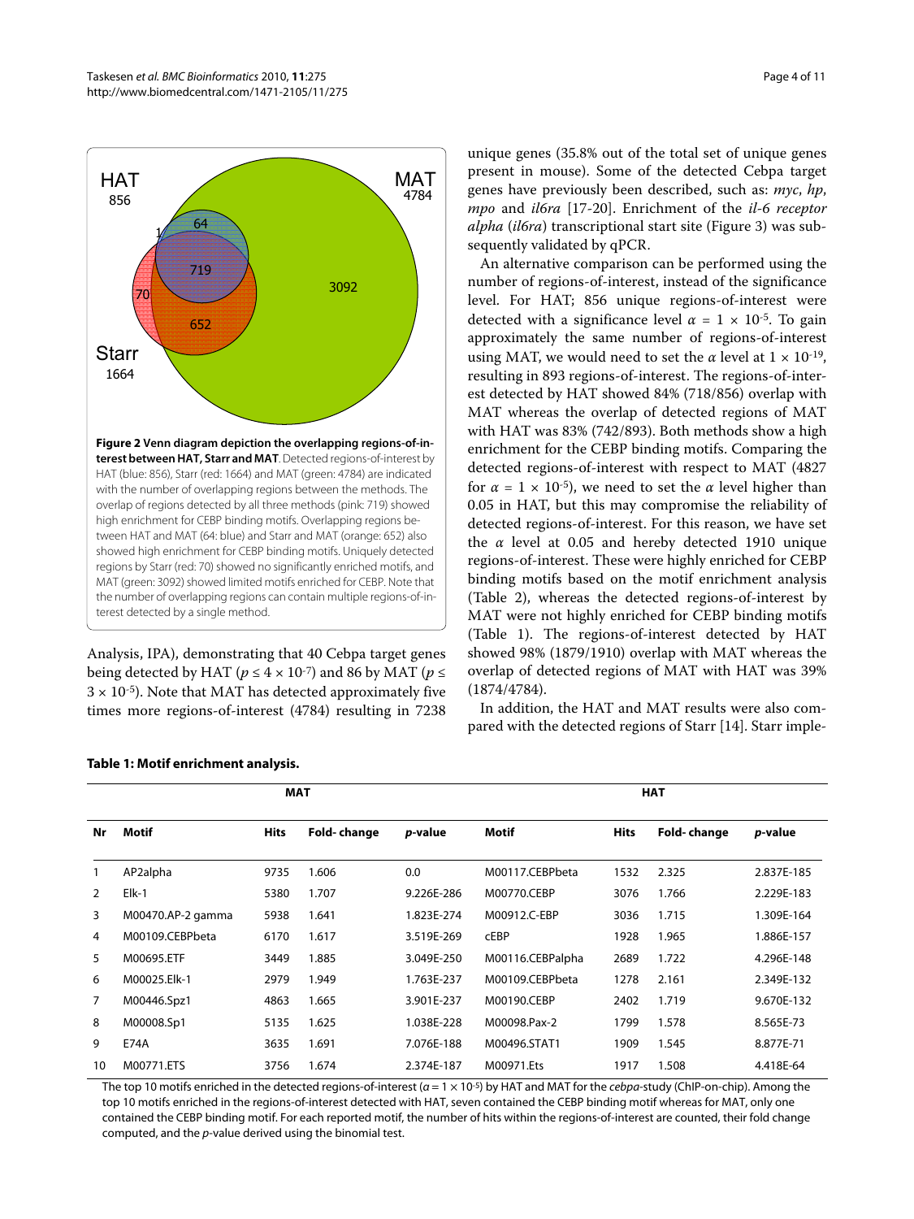**Figure 2 Venn diagram depiction the overlapping regions-of-interest between HAT, Starr and MAT**. Detected regions-of-interest by HAT (blue: 856), Starr (red: 1664) and MAT (green: 4784) are indicated with the number of overlapping regions between the methods. The overlap of regions detected by all three methods (pink: 719) showed high enrichment for CEBP binding motifs. Overlapping regions between HAT and MAT (64: blue) and Starr and MAT (orange: 652) also showed high enrichment for CEBP binding motifs. Uniquely detected regions by Starr (red: 70) showed no significantly enriched motifs, and MAT (green: 3092) showed limited motifs enriched for CEBP. Note that the number of overlapping regions can contain multiple regions-of-interest detected by a single method.

Analysis, IPA), demonstrating that 40 Cebpa target genes being detected by HAT ($p \leq 4 \times 10^{-7}$) and 86 by MAT ($p \leq 3 \times 10^{-5}$). Note that MAT has detected approximately five times more regions-of-interest (4784) resulting in 7238 unique genes (35.8% out of the total set of unique genes present in mouse). Some of the detected Cebpa target genes have previously been described, such as: *myc*, *hp*, *mpo* and *il6ra* [17-20]. Enrichment of the *il-6 receptor alpha* (*il6ra*) transcriptional start site (Figure 3) was subsequently validated by qPCR.

An alternative comparison can be performed using the number of regions-of-interest, instead of the significance level. For HAT; 856 unique regions-of-interest were detected with a significance level $\alpha = 1 \times 10^{-5}$. To gain approximately the same number of regions-of-interest using MAT, we would need to set the $\alpha$ level at $1 \times 10^{-19}$, resulting in 893 regions-of-interest. The regions-of-interest detected by HAT showed 84% (718/856) overlap with MAT whereas the overlap of detected regions of MAT with HAT was 83% (742/893). Both methods show a high enrichment for the CEBP binding motifs. Comparing the detected regions-of-interest with respect to MAT (4827 for $\alpha = 1 \times 10^{-5}$), we need to set the $\alpha$ level higher than 0.05 in HAT, but this may compromise the reliability of detected regions-of-interest. For this reason, we have set the $\alpha$ level at 0.05 and hereby detected 1910 unique regions-of-interest. These were highly enriched for CEBP binding motifs based on the motif enrichment analysis (Table 2), whereas the detected regions-of-interest by MAT were not highly enriched for CEBP binding motifs (Table 1). The regions-of-interest detected by HAT showed 98% (1879/1910) overlap with MAT whereas the overlap of detected regions of MAT with HAT was 39% (1874/4784).

In addition, the HAT and MAT results were also compared with the detected regions of Starr [14]. Starr imple-

**Table 1: Motif enrichment analysis.**

| | MAT | | | | HAT | | | |
|---|---|---|---|---|---|---|---|---|
| Nr | Motif | Hits | Fold- change | *p*-value | Motif | Hits | Fold- change | *p*-value |
| 1 | AP2alpha | 9735 | 1.606 | 0.0 | M00117.CEBPbeta | 1532 | 2.325 | 2.837E-185 |
| 2 | Elk-1 | 5380 | 1.707 | 9.226E-286 | M00770.CEBP | 3076 | 1.766 | 2.229E-183 |
| 3 | M00470.AP-2 gamma | 5938 | 1.641 | 1.823E-274 | M00912.C-EBP | 3036 | 1.715 | 1.309E-164 |
| 4 | M00109.CEBPbeta | 6170 | 1.617 | 3.519E-269 | cEBP | 1928 | 1.965 | 1.886E-157 |
| 5 | M00695.ETF | 3449 | 1.885 | 3.049E-250 | M00116.CEBPalpha | 2689 | 1.722 | 4.296E-148 |
| 6 | M00025.Elk-1 | 2979 | 1.949 | 1.763E-237 | M00109.CEBPbeta | 1278 | 2.161 | 2.349E-132 |
| 7 | M00446.Spz1 | 4863 | 1.665 | 3.901E-237 | M00190.CEBP | 2402 | 1.719 | 9.670E-132 |
| 8 | M00008.Sp1 | 5135 | 1.625 | 1.038E-228 | M00098.Pax-2 | 1799 | 1.578 | 8.565E-73 |
| 9 | E74A | 3635 | 1.691 | 7.076E-188 | M00496.STAT1 | 1909 | 1.545 | 8.877E-71 |
| 10 | M00771.ETS | 3756 | 1.674 | 2.374E-187 | M00971.Ets | 1917 | 1.508 | 4.418E-64 |

The top 10 motifs enriched in the detected regions-of-interest ($\alpha = 1 \times 10^{-5}$) by HAT and MAT for the *cebpa*-study (ChIP-on-chip). Among the top 10 motifs enriched in the regions-of-interest detected with HAT, seven contained the CEBP binding motif whereas for MAT, only one contained the CEBP binding motif. For each reported motif, the number of hits within the regions-of-interest are counted, their fold change computed, and the *p*-value derived using the binomial test.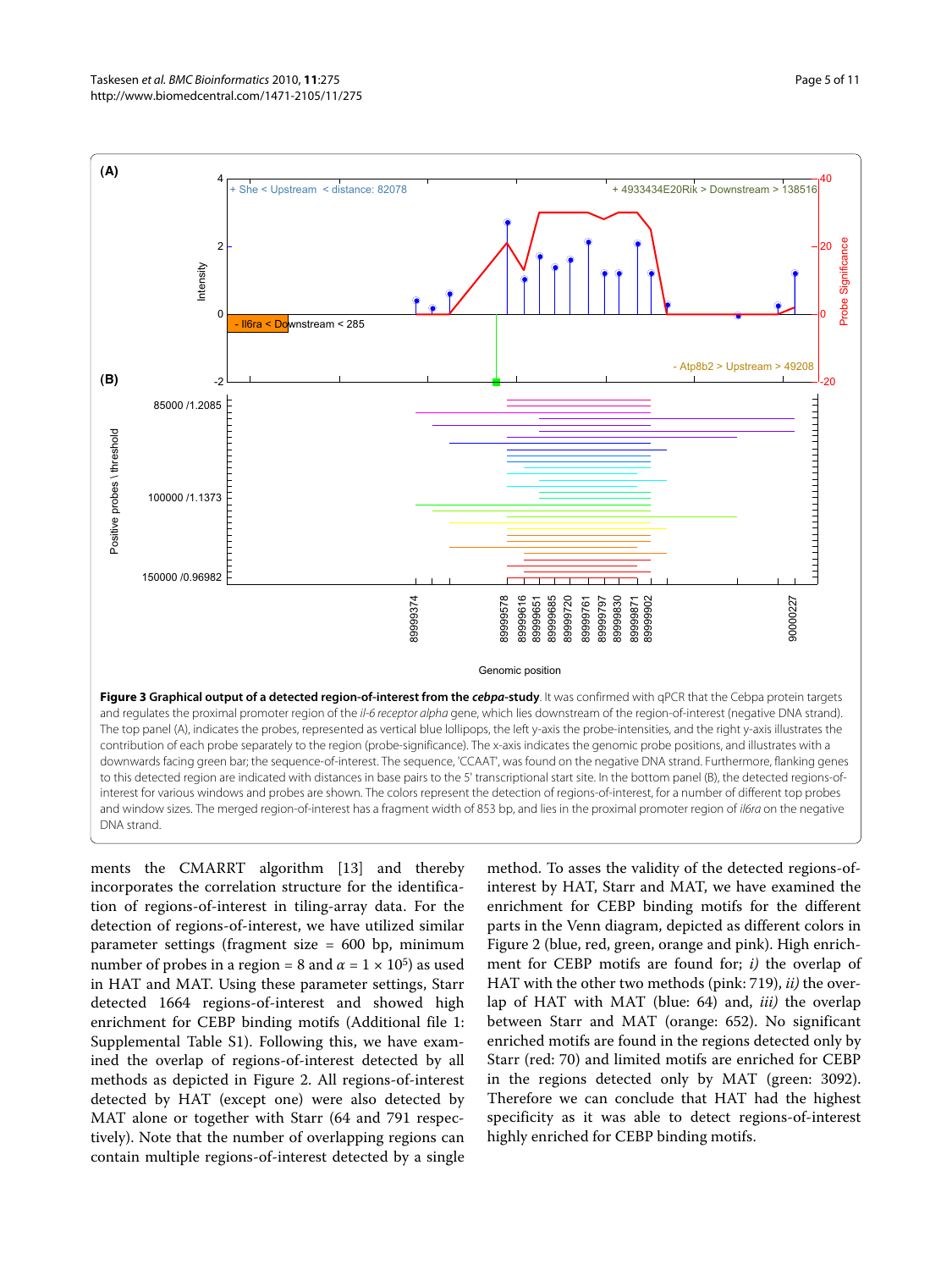**Figure 3 Graphical output of a detected region-of-interest from the *cebpa*-study**. It was confirmed with qPCR that the Cebpa protein targets and regulates the proximal promoter region of the *il-6 receptor alpha* gene, which lies downstream of the region-of-interest (negative DNA strand). The top panel (A), indicates the probes, represented as vertical blue lollipops, the left y-axis the probe-intensities, and the right y-axis illustrates the contribution of each probe separately to the region (probe-significance). The x-axis indicates the genomic probe positions, and illustrates with a downwards facing green bar; the sequence-of-interest. The sequence, 'CCAAT', was found on the negative DNA strand. Furthermore, flanking genes to this detected region are indicated with distances in base pairs to the 5' transcriptional start site. In the bottom panel (B), the detected regions-of-interest for various windows and probes are shown. The colors represent the detection of regions-of-interest, for a number of different top probes and window sizes. The merged region-of-interest has a fragment width of 853 bp, and lies in the proximal promoter region of *il6ra* on the negative DNA strand.

ments the CMARRT algorithm [13] and thereby incorporates the correlation structure for the identification of regions-of-interest in tiling-array data. For the detection of regions-of-interest, we have utilized similar parameter settings (fragment size = 600 bp, minimum number of probes in a region = 8 and $\alpha = 1 \times 10^5$) as used in HAT and MAT. Using these parameter settings, Starr detected 1664 regions-of-interest and showed high enrichment for CEBP binding motifs (Additional file 1: Supplemental Table S1). Following this, we have examined the overlap of regions-of-interest detected by all methods as depicted in Figure 2. All regions-of-interest detected by HAT (except one) were also detected by MAT alone or together with Starr (64 and 791 respectively). Note that the number of overlapping regions can contain multiple regions-of-interest detected by a single method. To asses the validity of the detected regions-of-interest by HAT, Starr and MAT, we have examined the enrichment for CEBP binding motifs for the different parts in the Venn diagram, depicted as different colors in Figure 2 (blue, red, green, orange and pink). High enrichment for CEBP motifs are found for; *i)* the overlap of HAT with the other two methods (pink: 719), *ii)* the overlap of HAT with MAT (blue: 64) and, *iii)* the overlap between Starr and MAT (orange: 652). No significant enriched motifs are found in the regions detected only by Starr (red: 70) and limited motifs are enriched for CEBP in the regions detected only by MAT (green: 3092). Therefore we can conclude that HAT had the highest specificity as it was able to detect regions-of-interest highly enriched for CEBP binding motifs.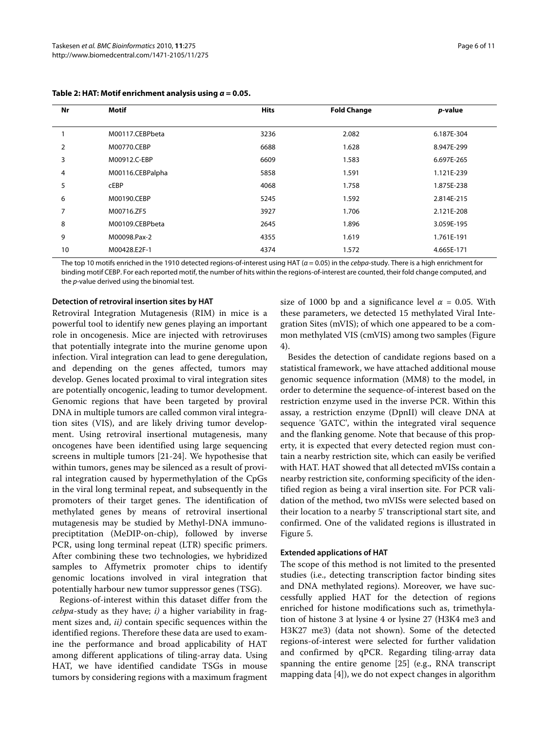**Table 2: HAT: Motif enrichment analysis using $\alpha = 0.05$.**

| Nr | Motif | Hits | Fold Change | *p*-value |
|---|---|---|---|---|
| 1 | M00117.CEBPbeta | 3236 | 2.082 | 6.187E-304 |
| 2 | M00770.CEBP | 6688 | 1.628 | 8.947E-299 |
| 3 | M00912.C-EBP | 6609 | 1.583 | 6.697E-265 |
| 4 | M00116.CEBPalpha | 5858 | 1.591 | 1.121E-239 |
| 5 | cEBP | 4068 | 1.758 | 1.875E-238 |
| 6 | M00190.CEBP | 5245 | 1.592 | 2.814E-215 |
| 7 | M00716.ZF5 | 3927 | 1.706 | 2.121E-208 |
| 8 | M00109.CEBPbeta | 2645 | 1.896 | 3.059E-195 |
| 9 | M00098.Pax-2 | 4355 | 1.619 | 1.761E-191 |
| 10 | M00428.E2F-1 | 4374 | 1.572 | 4.665E-171 |

The top 10 motifs enriched in the 1910 detected regions-of-interest using HAT ($\alpha = 0.05$) in the *cebpa*-study. There is a high enrichment for binding motif CEBP. For each reported motif, the number of hits within the regions-of-interest are counted, their fold change computed, and the *p*-value derived using the binomial test.

#### Detection of retroviral insertion sites by HAT

Retroviral Integration Mutagenesis (RIM) in mice is a powerful tool to identify new genes playing an important role in oncogenesis. Mice are injected with retroviruses that potentially integrate into the murine genome upon infection. Viral integration can lead to gene deregulation, and depending on the genes affected, tumors may develop. Genes located proximal to viral integration sites are potentially oncogenic, leading to tumor development. Genomic regions that have been targeted by proviral DNA in multiple tumors are called common viral integration sites (VIS), and are likely driving tumor development. Using retroviral insertional mutagenesis, many oncogenes have been identified using large sequencing screens in multiple tumors [21-24]. We hypothesise that within tumors, genes may be silenced as a result of proviral integration caused by hypermethylation of the CpGs in the viral long terminal repeat, and subsequently in the promoters of their target genes. The identification of methylated genes by means of retroviral insertional mutagenesis may be studied by Methyl-DNA immunoprecipitation (MeDIP-on-chip), followed by inverse PCR, using long terminal repeat (LTR) specific primers. After combining these two technologies, we hybridized samples to Affymetrix promoter chips to identify genomic locations involved in viral integration that potentially harbour new tumor suppressor genes (TSG).

Regions-of-interest within this dataset differ from the *cebpa*-study as they have; *i)* a higher variability in fragment sizes and, *ii)* contain specific sequences within the identified regions. Therefore these data are used to examine the performance and broad applicability of HAT among different applications of tiling-array data. Using HAT, we have identified candidate TSGs in mouse tumors by considering regions with a maximum fragment size of 1000 bp and a significance level $\alpha = 0.05$. With these parameters, we detected 15 methylated Viral Integration Sites (mVIS); of which one appeared to be a common methylated VIS (cmVIS) among two samples (Figure 4).

Besides the detection of candidate regions based on a statistical framework, we have attached additional mouse genomic sequence information (MM8) to the model, in order to determine the sequence-of-interest based on the restriction enzyme used in the inverse PCR. Within this assay, a restriction enzyme (DpnII) will cleave DNA at sequence 'GATC', within the integrated viral sequence and the flanking genome. Note that because of this property, it is expected that every detected region must contain a nearby restriction site, which can easily be verified with HAT. HAT showed that all detected mVISs contain a nearby restriction site, conforming specificity of the identified region as being a viral insertion site. For PCR validation of the method, two mVISs were selected based on their location to a nearby 5' transcriptional start site, and confirmed. One of the validated regions is illustrated in Figure 5.

#### Extended applications of HAT

The scope of this method is not limited to the presented studies (i.e., detecting transcription factor binding sites and DNA methylated regions). Moreover, we have successfully applied HAT for the detection of regions enriched for histone modifications such as, trimethylation of histone 3 at lysine 4 or lysine 27 (H3K4 me3 and H3K27 me3) (data not shown). Some of the detected regions-of-interest were selected for further validation and confirmed by qPCR. Regarding tiling-array data spanning the entire genome [25] (e.g., RNA transcript mapping data [4]), we do not expect changes in algorithm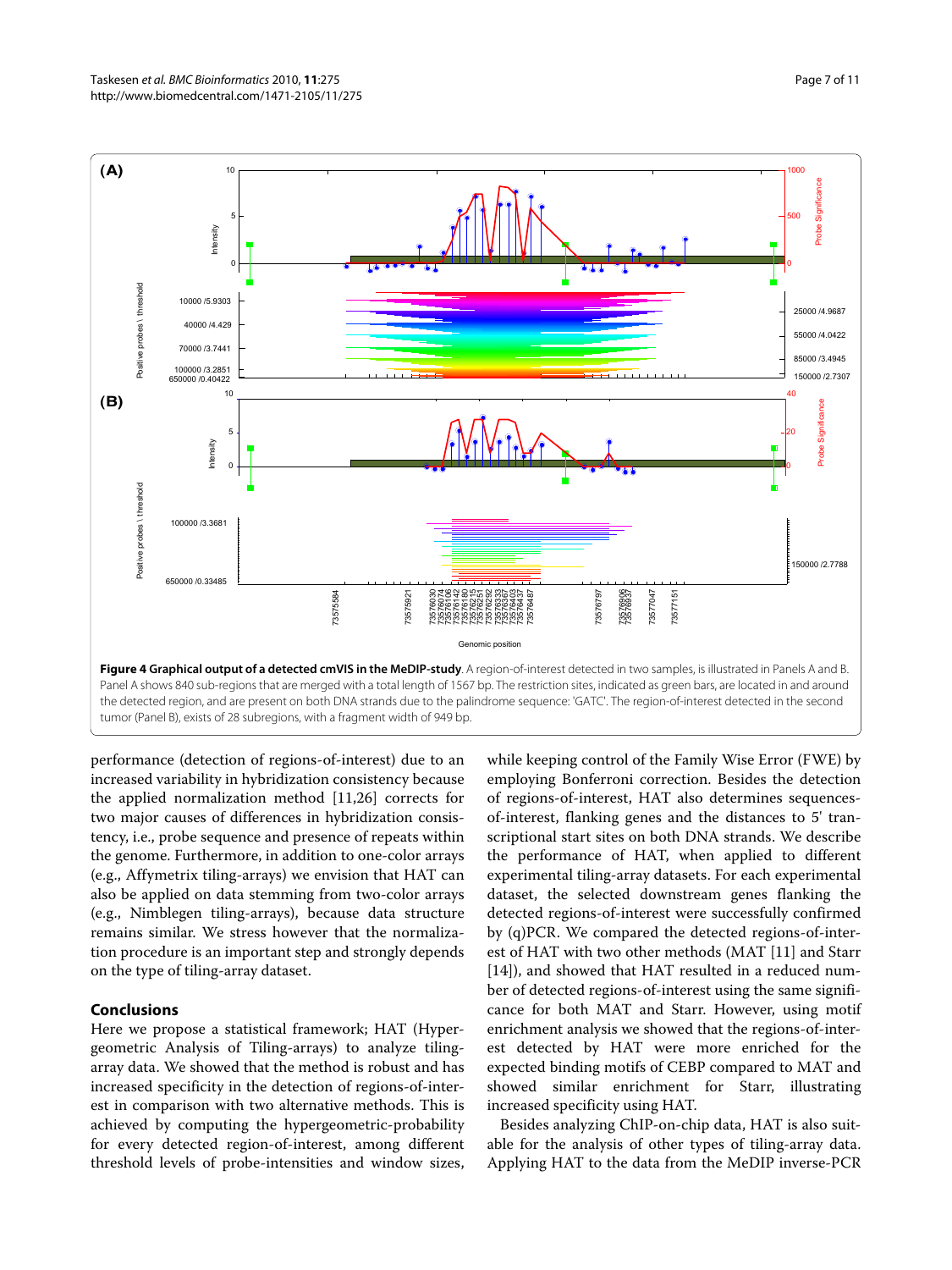**Figure 4 Graphical output of a detected cmVIS in the MeDIP-study**. A region-of-interest detected in two samples, is illustrated in Panels A and B. Panel A shows 840 sub-regions that are merged with a total length of 1567 bp. The restriction sites, indicated as green bars, are located in and around the detected region, and are present on both DNA strands due to the palindrome sequence: 'GATC'. The region-of-interest detected in the second tumor (Panel B), exists of 28 subregions, with a fragment width of 949 bp.

performance (detection of regions-of-interest) due to an increased variability in hybridization consistency because the applied normalization method [11,26] corrects for two major causes of differences in hybridization consistency, i.e., probe sequence and presence of repeats within the genome. Furthermore, in addition to one-color arrays (e.g., Affymetrix tiling-arrays) we envision that HAT can also be applied on data stemming from two-color arrays (e.g., Nimblegen tiling-arrays), because data structure remains similar. We stress however that the normalization procedure is an important step and strongly depends on the type of tiling-array dataset.

## Conclusions

Here we propose a statistical framework; HAT (Hypergeometric Analysis of Tiling-arrays) to analyze tiling-array data. We showed that the method is robust and has increased specificity in the detection of regions-of-interest in comparison with two alternative methods. This is achieved by computing the hypergeometric-probability for every detected region-of-interest, among different threshold levels of probe-intensities and window sizes, while keeping control of the Family Wise Error (FWE) by employing Bonferroni correction. Besides the detection of regions-of-interest, HAT also determines sequences-of-interest, flanking genes and the distances to 5' transcriptional start sites on both DNA strands. We describe the performance of HAT, when applied to different experimental tiling-array datasets. For each experimental dataset, the selected downstream genes flanking the detected regions-of-interest were successfully confirmed by (q)PCR. We compared the detected regions-of-interest of HAT with two other methods (MAT [11] and Starr [14]), and showed that HAT resulted in a reduced number of detected regions-of-interest using the same significance for both MAT and Starr. However, using motif enrichment analysis we showed that the regions-of-interest detected by HAT were more enriched for the expected binding motifs of CEBP compared to MAT and showed similar enrichment for Starr, illustrating increased specificity using HAT.

Besides analyzing ChIP-on-chip data, HAT is also suitable for the analysis of other types of tiling-array data. Applying HAT to the data from the MeDIP inverse-PCR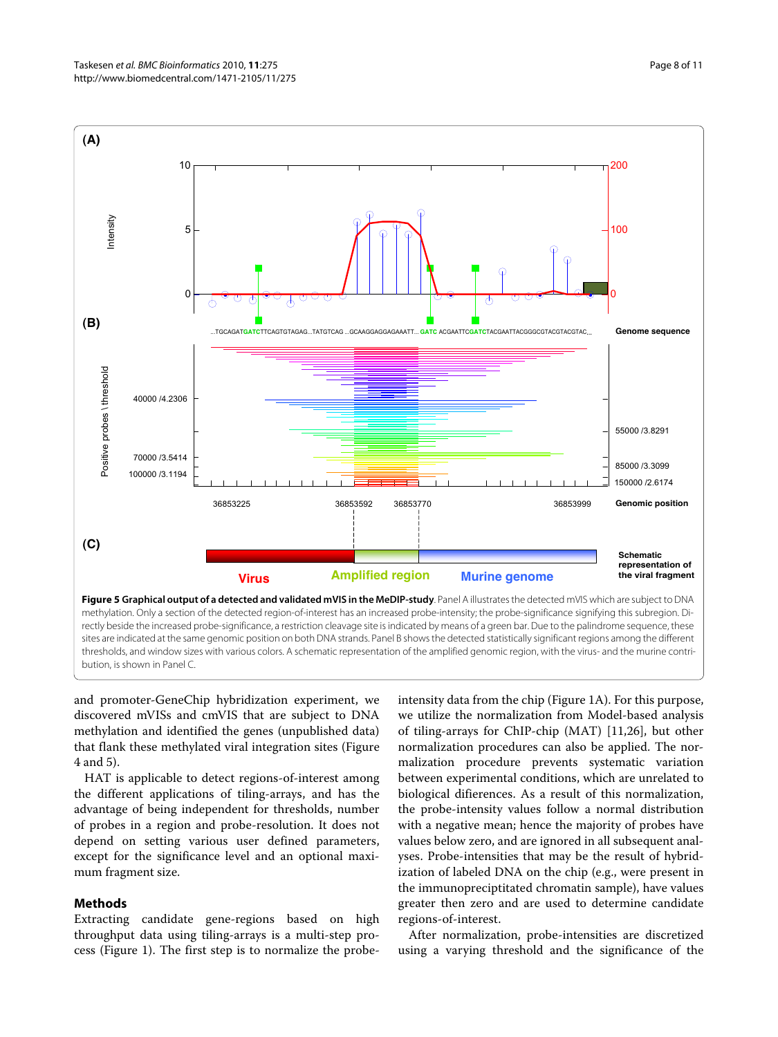**Figure 5 Graphical output of a detected and validated mVIS in the MeDIP-study**. Panel A illustrates the detected mVIS which are subject to DNA methylation. Only a section of the detected region-of-interest has an increased probe-intensity; the probe-significance signifying this subregion. Directly beside the increased probe-significance, a restriction cleavage site is indicated by means of a green bar. Due to the palindrome sequence, these sites are indicated at the same genomic position on both DNA strands. Panel B shows the detected statistically significant regions among the different thresholds, and window sizes with various colors. A schematic representation of the amplified genomic region, with the virus- and the murine contribution, is shown in Panel C.

and promoter-GeneChip hybridization experiment, we discovered mVISs and cmVIS that are subject to DNA methylation and identified the genes (unpublished data) that flank these methylated viral integration sites (Figure 4 and 5).

HAT is applicable to detect regions-of-interest among the different applications of tiling-arrays, and has the advantage of being independent for thresholds, number of probes in a region and probe-resolution. It does not depend on setting various user defined parameters, except for the significance level and an optional maximum fragment size.

## Methods

Extracting candidate gene-regions based on high throughput data using tiling-arrays is a multi-step process (Figure 1). The first step is to normalize the probe-intensity data from the chip (Figure 1A). For this purpose, we utilize the normalization from Model-based analysis of tiling-arrays for ChIP-chip (MAT) [11,26], but other normalization procedures can also be applied. The normalization procedure prevents systematic variation between experimental conditions, which are unrelated to biological difierences. As a result of this normalization, the probe-intensity values follow a normal distribution with a negative mean; hence the majority of probes have values below zero, and are ignored in all subsequent analyses. Probe-intensities that may be the result of hybridization of labeled DNA on the chip (e.g., were present in the immunopreciptitated chromatin sample), have values greater then zero and are used to determine candidate regions-of-interest.

After normalization, probe-intensities are discretized using a varying threshold and the significance of the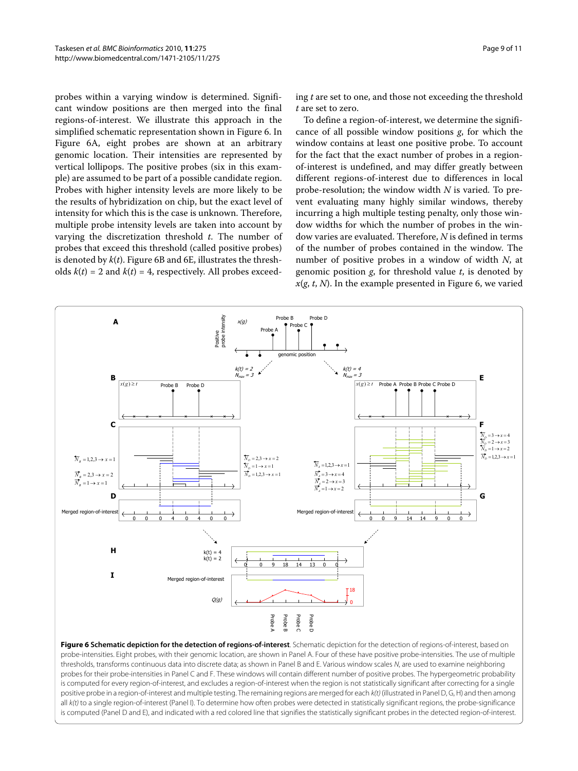probes within a varying window is determined. Significant window positions are then merged into the final regions-of-interest. We illustrate this approach in the simplified schematic representation shown in Figure 6. In Figure 6A, eight probes are shown at an arbitrary genomic location. Their intensities are represented by vertical lollipops. The positive probes (six in this example) are assumed to be part of a possible candidate region. Probes with higher intensity levels are more likely to be the results of hybridization on chip, but the exact level of intensity for which this is the case is unknown. Therefore, multiple probe intensity levels are taken into account by varying the discretization threshold *t*. The number of probes that exceed this threshold (called positive probes) is denoted by $k(t)$. Figure 6B and 6E, illustrates the thresholds $k(t) = 2$ and $k(t) = 4$, respectively. All probes exceeding *t* are set to one, and those not exceeding the threshold *t* are set to zero.

To define a region-of-interest, we determine the significance of all possible window positions *g*, for which the window contains at least one positive probe. To account for the fact that the exact number of probes in a region-of-interest is undefined, and may differ greatly between different regions-of-interest due to differences in local probe-resolution; the window width *N* is varied. To prevent evaluating many highly similar windows, thereby incurring a high multiple testing penalty, only those window widths for which the number of probes in the window varies are evaluated. Therefore, *N* is defined in terms of the number of probes contained in the window. The number of positive probes in a window of width *N*, at genomic position *g*, for threshold value *t*, is denoted by $x(g, t, N)$. In the example presented in Figure 6, we varied

**Figure 6 Schematic depiction for the detection of regions-of-interest**. Schematic depiction for the detection of regions-of-interest, based on probe-intensities. Eight probes, with their genomic location, are shown in Panel A. Four of these have positive probe-intensities. The use of multiple thresholds, transforms continuous data into discrete data; as shown in Panel B and E. Various window scales *N*, are used to examine neighboring probes for their probe-intensities in Panel C and F. These windows will contain different number of positive probes. The hypergeometric probability is computed for every region-of-interest, and excludes a region-of-interest when the region is not statistically significant after correcting for a single positive probe in a region-of-interest and multiple testing. The remaining regions are merged for each *k(t)* (illustrated in Panel D, G, H) and then among all *k(t)* to a single region-of-interest (Panel I). To determine how often probes were detected in statistically significant regions, the probe-significance is computed (Panel D and E), and indicated with a red colored line that signifies the statistically significant probes in the detected region-of-interest.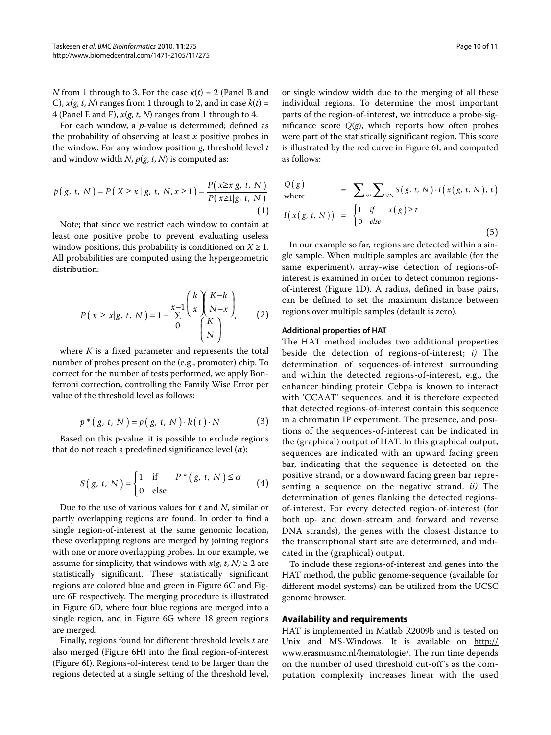*N* from 1 through to 3. For the case $k(t) = 2$ (Panel B and C), $x(g, t, N)$ ranges from 1 through to 2, and in case $k(t) = 4$ (Panel E and F), $x(g, t, N)$ ranges from 1 through to 4.

For each window, a *p*-value is determined; defined as the probability of observing at least *x* positive probes in the window. For any window position *g*, threshold level *t* and window width *N*, $p(g, t, N)$ is computed as:

$$p(g,\ t,\ N) = P(X \geq x \mid g,\ t,\ N, x \geq 1) = \frac{P(x \geq x | g,\ t,\ N)}{P(x \geq 1 | g,\ t,\ N)} \tag{1}$$

Note; that since we restrict each window to contain at least one positive probe to prevent evaluating useless window positions, this probability is conditioned on $X \geq 1$. All probabilities are computed using the hypergeometric distribution:

$$P(x \geq x | g,\ t,\ N) = 1 - \sum_{0}^{x-1} \frac{\binom{k}{x}\binom{K-k}{N-x}}{\binom{K}{N}}, \tag{2}$$

where *K* is a fixed parameter and represents the total number of probes present on the (e.g., promoter) chip. To correct for the number of tests performed, we apply Bonferroni correction, controlling the Family Wise Error per value of the threshold level as follows:

$$p^*(g,\ t,\ N) = p(g,\ t,\ N) \cdot k(t) \cdot N \tag{3}$$

Based on this p-value, it is possible to exclude regions that do not reach a predefined significance level ($\alpha$):

$$S(g,\ t,\ N) = \begin{cases} 1 & \text{if} \quad P^*(g,\ t,\ N) \leq \alpha \\ 0 & \text{else} \end{cases} \tag{4}$$

Due to the use of various values for *t* and *N*, similar or partly overlapping regions are found. In order to find a single region-of-interest at the same genomic location, these overlapping regions are merged by joining regions with one or more overlapping probes. In our example, we assume for simplicity, that windows with $x(g, t, N) \geq 2$ are statistically significant. These statistically significant regions are colored blue and green in Figure 6C and Figure 6F respectively. The merging procedure is illustrated in Figure 6D, where four blue regions are merged into a single region, and in Figure 6G where 18 green regions are merged.

Finally, regions found for different threshold levels *t* are also merged (Figure 6H) into the final region-of-interest (Figure 6I). Regions-of-interest tend to be larger than the regions detected at a single setting of the threshold level, or single window width due to the merging of all these individual regions. To determine the most important parts of the region-of-interest, we introduce a probe-significance score $Q(g)$, which reports how often probes were part of the statistically significant region. This score is illustrated by the red curve in Figure 6I, and computed as follows:

$$\begin{aligned} Q(g) &= \sum_{\forall t} \sum_{\forall N} S(g,\ t,\ N) \cdot I(x(g,\ t,\ N),\ t) \\ \text{where} & \\ I(x(g,\ t,\ N)) &= \begin{cases} 1 & if \quad x(g) \geq t \\ 0 & else \end{cases} \end{aligned} \tag{5}$$

In our example so far, regions are detected within a single sample. When multiple samples are available (for the same experiment), array-wise detection of regions-of-interest is examined in order to detect common regions-of-interest (Figure 1D). A radius, defined in base pairs, can be defined to set the maximum distance between regions over multiple samples (default is zero).

#### Additional properties of HAT

The HAT method includes two additional properties beside the detection of regions-of-interest; *i)* The determination of sequences-of-interest surrounding and within the detected regions-of-interest, e.g., the enhancer binding protein Cebpa is known to interact with 'CCAAT' sequences, and it is therefore expected that detected regions-of-interest contain this sequence in a chromatin IP experiment. The presence, and positions of the sequences-of-interest can be indicated in the (graphical) output of HAT. In this graphical output, sequences are indicated with an upward facing green bar, indicating that the sequence is detected on the positive strand, or a downward facing green bar representing a sequence on the negative strand. *ii)* The determination of genes flanking the detected regions-of-interest. For every detected region-of-interest (for both up- and down-stream and forward and reverse DNA strands), the genes with the closest distance to the transcriptional start site are determined, and indicated in the (graphical) output.

To include these regions-of-interest and genes into the HAT method, the public genome-sequence (available for different model systems) can be utilized from the UCSC genome browser.

## Availability and requirements

HAT is implemented in Matlab R2009b and is tested on Unix and MS-Windows. It is available on http://www.erasmusmc.nl/hematologie/. The run time depends on the number of used threshold cut-off's as the computation complexity increases linear with the used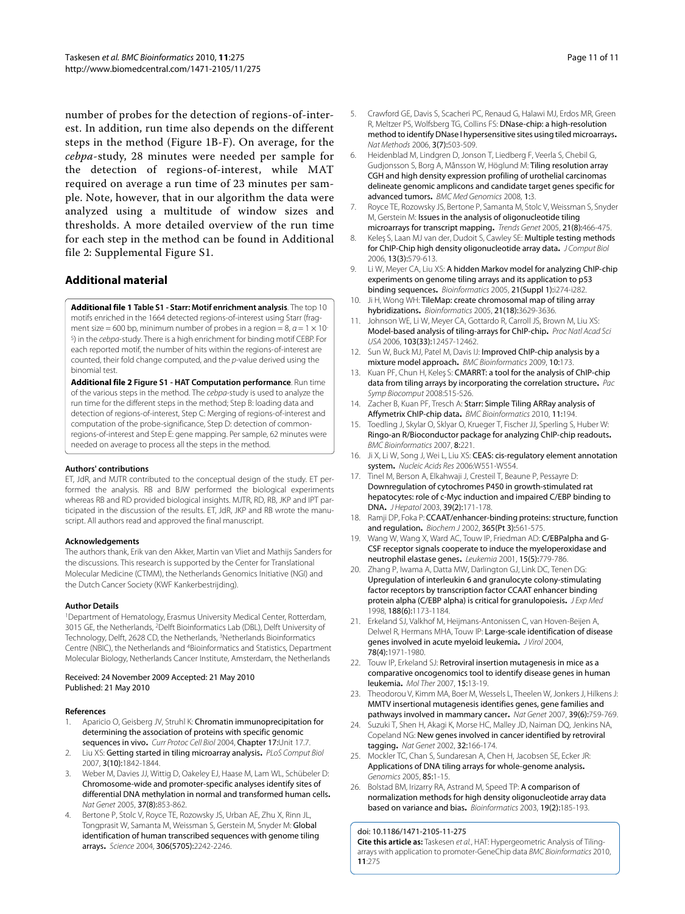number of probes for the detection of regions-of-interest. In addition, run time also depends on the different steps in the method (Figure 1B-F). On average, for the *cebpa*-study, 28 minutes were needed per sample for the detection of regions-of-interest, while MAT required on average a run time of 23 minutes per sample. Note, however, that in our algorithm the data were analyzed using a multitude of window sizes and thresholds. A more detailed overview of the run time for each step in the method can be found in Additional file 2: Supplemental Figure S1.

## Additional material

**Additional file 1 Table S1 - Starr: Motif enrichment analysis**. The top 10 motifs enriched in the 1664 detected regions-of-interest using Starr (fragment size = 600 bp, minimum number of probes in a region = 8, $\alpha = 1 \times 10^{-5}$) in the *cebpa*-study. There is a high enrichment for binding motif CEBP. For each reported motif, the number of hits within the regions-of-interest are counted, their fold change computed, and the *p*-value derived using the binomial test.

**Additional file 2 Figure S1 - HAT Computation performance**. Run time of the various steps in the method. The *cebpa*-study is used to analyze the run time for the different steps in the method; Step B: loading data and detection of regions-of-interest, Step C: Merging of regions-of-interest and computation of the probe-significance, Step D: detection of common-regions-of-interest and Step E: gene mapping. Per sample, 62 minutes were needed on average to process all the steps in the method.

#### Authors' contributions

ET, JdR, and MJTR contributed to the conceptual design of the study. ET performed the analysis. RB and BJW performed the biological experiments whereas RB and RD provided biological insights. MJTR, RD, RB, JKP and IPT participated in the discussion of the results. ET, JdR, JKP and RB wrote the manuscript. All authors read and approved the final manuscript.

#### Acknowledgements

The authors thank, Erik van den Akker, Martin van Vliet and Mathijs Sanders for the discussions. This research is supported by the Center for Translational Molecular Medicine (CTMM), the Netherlands Genomics Initiative (NGI) and the Dutch Cancer Society (KWF Kankerbestrijding).

#### Author Details

[1]Department of Hematology, Erasmus University Medical Center, Rotterdam, 3015 GE, the Netherlands, [2]Delft Bioinformatics Lab (DBL), Delft University of Technology, Delft, 2628 CD, the Netherlands, [3]Netherlands Bioinformatics Centre (NBIC), the Netherlands and [4]Bioinformatics and Statistics, Department Molecular Biology, Netherlands Cancer Institute, Amsterdam, the Netherlands

Received: 24 November 2009 Accepted: 21 May 2010
Published: 21 May 2010

#### References

1. Aparicio O, Geisberg JV, Struhl K: **Chromatin immunoprecipitation for determining the association of proteins with specific genomic sequences in vivo.** *Curr Protoc Cell Biol* 2004, **Chapter 17:**Unit 17.7.
2. Liu XS: **Getting started in tiling microarray analysis.** *PLoS Comput Biol* 2007, **3(10):**1842-1844.
3. Weber M, Davies JJ, Wittig D, Oakeley EJ, Haase M, Lam WL, Schübeler D: **Chromosome-wide and promoter-specific analyses identify sites of differential DNA methylation in normal and transformed human cells.** *Nat Genet* 2005, **37(8):**853-862.
4. Bertone P, Stolc V, Royce TE, Rozowsky JS, Urban AE, Zhu X, Rinn JL, Tongprasit W, Samanta M, Weissman S, Gerstein M, Snyder M: **Global identification of human transcribed sequences with genome tiling arrays.** *Science* 2004, **306(5705):**2242-2246.
5. Crawford GE, Davis S, Scacheri PC, Renaud G, Halawi MJ, Erdos MR, Green R, Meltzer PS, Wolfsberg TG, Collins FS: **DNase-chip: a high-resolution method to identify DNase I hypersensitive sites using tiled microarrays.** *Nat Methods* 2006, **3(7):**503-509.
6. Heidenblad M, Lindgren D, Jonson T, Liedberg F, Veerla S, Chebil G, Gudjonsson S, Borg A, Månsson W, Höglund M: **Tiling resolution array CGH and high density expression profiling of urothelial carcinomas delineate genomic amplicons and candidate target genes specific for advanced tumors.** *BMC Med Genomics* 2008, **1:**3.
7. Royce TE, Rozowsky JS, Bertone P, Samanta M, Stolc V, Weissman S, Snyder M, Gerstein M: **Issues in the analysis of oligonucleotide tiling microarrays for transcript mapping.** *Trends Genet* 2005, **21(8):**466-475.
8. Keleş S, Laan MJ van der, Dudoit S, Cawley SE: **Multiple testing methods for ChIP-Chip high density oligonucleotide array data.** *J Comput Biol* 2006, **13(3):**579-613.
9. Li W, Meyer CA, Liu XS: **A hidden Markov model for analyzing ChIP-chip experiments on genome tiling arrays and its application to p53 binding sequences.** *Bioinformatics* 2005, **21(Suppl 1):**i274-i282.
10. Ji H, Wong WH: **TileMap: create chromosomal map of tiling array hybridizations.** *Bioinformatics* 2005, **21(18):**3629-3636.
11. Johnson WE, Li W, Meyer CA, Gottardo R, Carroll JS, Brown M, Liu XS: **Model-based analysis of tiling-arrays for ChIP-chip.** *Proc Natl Acad Sci USA* 2006, **103(33):**12457-12462.
12. Sun W, Buck MJ, Patel M, Davis IJ: **Improved ChIP-chip analysis by a mixture model approach.** *BMC Bioinformatics* 2009, **10:**173.
13. Kuan PF, Chun H, Keleş S: **CMARRT: a tool for the analysis of ChIP-chip data from tiling arrays by incorporating the correlation structure.** *Pac Symp Biocomput* 2008:515-526.
14. Zacher B, Kuan PF, Tresch A: **Starr: Simple Tiling ARRay analysis of Affymetrix ChIP-chip data.** *BMC Bioinformatics* 2010, **11:**194.
15. Toedling J, Skylar O, Sklyar O, Krueger T, Fischer JJ, Sperling S, Huber W: **Ringo-an R/Bioconductor package for analyzing ChIP-chip readouts.** *BMC Bioinformatics* 2007, **8:**221.
16. Ji X, Li W, Song J, Wei L, Liu XS: **CEAS: cis-regulatory element annotation system.** *Nucleic Acids Res* 2006:W551-W554.
17. Tinel M, Berson A, Elkahwaji J, Cresteil T, Beaune P, Pessayre D: **Downregulation of cytochromes P450 in growth-stimulated rat hepatocytes: role of c-Myc induction and impaired C/EBP binding to DNA.** *J Hepatol* 2003, **39(2):**171-178.
18. Ramji DP, Foka P: **CCAAT/enhancer-binding proteins: structure, function and regulation.** *Biochem J* 2002, **365(Pt 3):**561-575.
19. Wang W, Wang X, Ward AC, Touw IP, Friedman AD: **C/EBPalpha and G-CSF receptor signals cooperate to induce the myeloperoxidase and neutrophil elastase genes.** *Leukemia* 2001, **15(5):**779-786.
20. Zhang P, Iwama A, Datta MW, Darlington GJ, Link DC, Tenen DG: **Upregulation of interleukin 6 and granulocyte colony-stimulating factor receptors by transcription factor CCAAT enhancer binding protein alpha (C/EBP alpha) is critical for granulopoiesis.** *J Exp Med* 1998, **188(6):**1173-1184.
21. Erkeland SJ, Valkhof M, Heijmans-Antonissen C, van Hoven-Beijen A, Delwel R, Hermans MHA, Touw IP: **Large-scale identification of disease genes involved in acute myeloid leukemia.** *J Virol* 2004, **78(4):**1971-1980.
22. Touw IP, Erkeland SJ: **Retroviral insertion mutagenesis in mice as a comparative oncogenomics tool to identify disease genes in human leukemia.** *Mol Ther* 2007, **15:**13-19.
23. Theodorou V, Kimm MA, Boer M, Wessels L, Theelen W, Jonkers J, Hilkens J: **MMTV insertional mutagenesis identifies genes, gene families and pathways involved in mammary cancer.** *Nat Genet* 2007, **39(6):**759-769.
24. Suzuki T, Shen H, Akagi K, Morse HC, Malley JD, Naiman DQ, Jenkins NA, Copeland NG: **New genes involved in cancer identified by retroviral tagging.** *Nat Genet* 2002, **32:**166-174.
25. Mockler TC, Chan S, Sundaresan A, Chen H, Jacobsen SE, Ecker JR: **Applications of DNA tiling arrays for whole-genome analysis.** *Genomics* 2005, **85:**1-15.
26. Bolstad BM, Irizarry RA, Astrand M, Speed TP: **A comparison of normalization methods for high density oligonucleotide array data based on variance and bias.** *Bioinformatics* 2003, **19(2):**185-193.

doi: 10.1186/1471-2105-11-275
**Cite this article as:** Taskesen *et al.*, HAT: Hypergeometric Analysis of Tiling-arrays with application to promoter-GeneChip data *BMC Bioinformatics* 2010, **11**:275